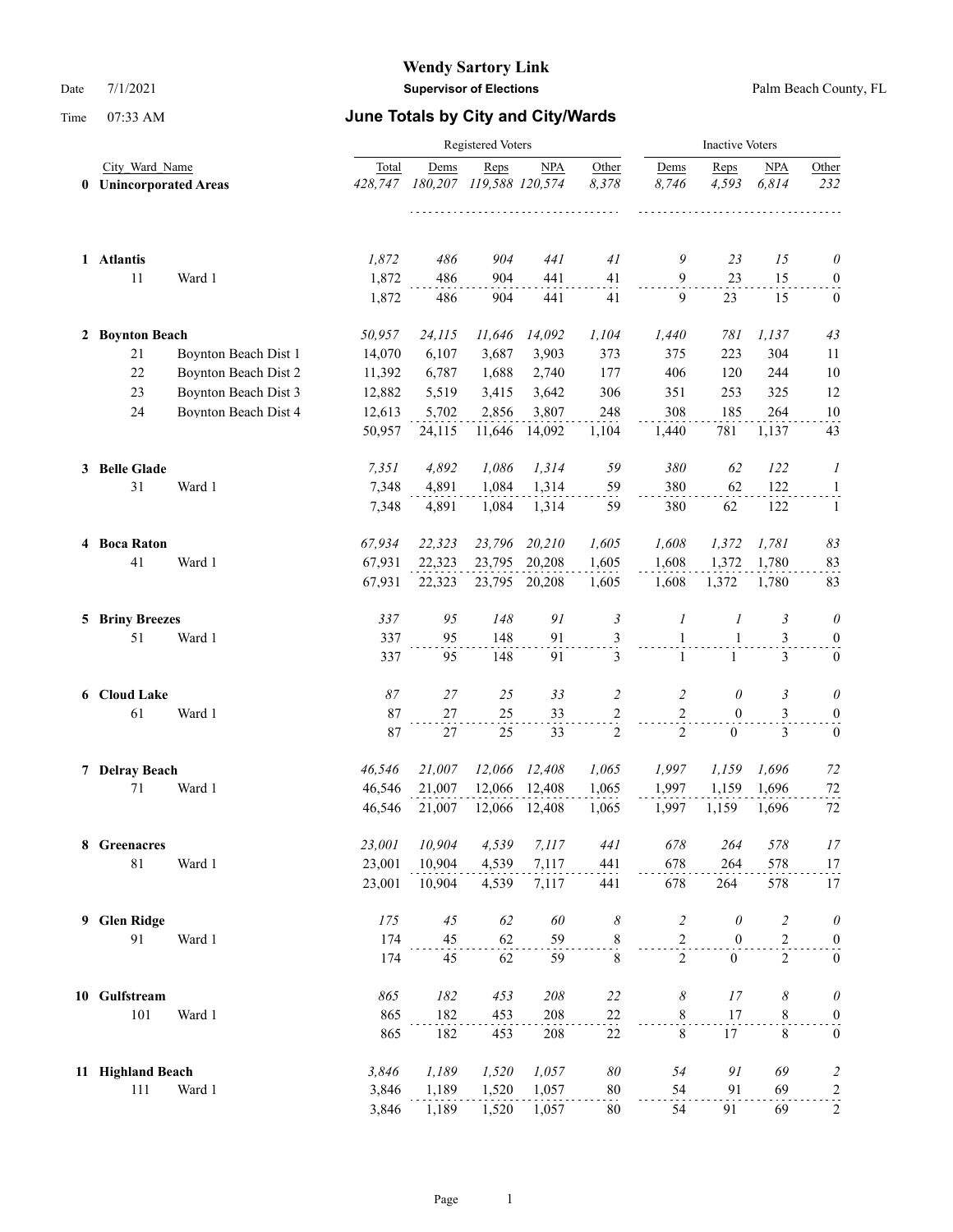# Wendy Sartory Link

**Supervisor of Elections**

Date 7/1/2021 — Palm Beach County, FL

Time 07:33 AM

## June Totals by City and City/Wards

| | City_Ward_Name | | Registered Voters Total | Dems | Reps | NPA | Other | Inactive Voters Dems | Reps | NPA | Other |
|---|---|---|---|---|---|---|---|---|---|---|---|
| **0** | **Unincorporated Areas** | | *428,747* | *180,207* | *119,588* | *120,574* | *8,378* | *8,746* | *4,593* | *6,814* | *232* |
| **1** | **Atlantis** | | *1,872* | *486* | *904* | *441* | *41* | *9* | *23* | *15* | *0* |
| | 11 | Ward 1 | 1,872 | 486 | 904 | 441 | 41 | 9 | 23 | 15 | 0 |
| | | | 1,872 | 486 | 904 | 441 | 41 | 9 | 23 | 15 | 0 |
| **2** | **Boynton Beach** | | *50,957* | *24,115* | *11,646* | *14,092* | *1,104* | *1,440* | *781* | *1,137* | *43* |
| | 21 | Boynton Beach Dist 1 | 14,070 | 6,107 | 3,687 | 3,903 | 373 | 375 | 223 | 304 | 11 |
| | 22 | Boynton Beach Dist 2 | 11,392 | 6,787 | 1,688 | 2,740 | 177 | 406 | 120 | 244 | 10 |
| | 23 | Boynton Beach Dist 3 | 12,882 | 5,519 | 3,415 | 3,642 | 306 | 351 | 253 | 325 | 12 |
| | 24 | Boynton Beach Dist 4 | 12,613 | 5,702 | 2,856 | 3,807 | 248 | 308 | 185 | 264 | 10 |
| | | | 50,957 | 24,115 | 11,646 | 14,092 | 1,104 | 1,440 | 781 | 1,137 | 43 |
| **3** | **Belle Glade** | | *7,351* | *4,892* | *1,086* | *1,314* | *59* | *380* | *62* | *122* | *1* |
| | 31 | Ward 1 | 7,348 | 4,891 | 1,084 | 1,314 | 59 | 380 | 62 | 122 | 1 |
| | | | 7,348 | 4,891 | 1,084 | 1,314 | 59 | 380 | 62 | 122 | 1 |
| **4** | **Boca Raton** | | *67,934* | *22,323* | *23,796* | *20,210* | *1,605* | *1,608* | *1,372* | *1,781* | *83* |
| | 41 | Ward 1 | 67,931 | 22,323 | 23,795 | 20,208 | 1,605 | 1,608 | 1,372 | 1,780 | 83 |
| | | | 67,931 | 22,323 | 23,795 | 20,208 | 1,605 | 1,608 | 1,372 | 1,780 | 83 |
| **5** | **Briny Breezes** | | *337* | *95* | *148* | *91* | *3* | *1* | *1* | *3* | *0* |
| | 51 | Ward 1 | 337 | 95 | 148 | 91 | 3 | 1 | 1 | 3 | 0 |
| | | | 337 | 95 | 148 | 91 | 3 | 1 | 1 | 3 | 0 |
| **6** | **Cloud Lake** | | *87* | *27* | *25* | *33* | *2* | *2* | *0* | *3* | *0* |
| | 61 | Ward 1 | 87 | 27 | 25 | 33 | 2 | 2 | 0 | 3 | 0 |
| | | | 87 | 27 | 25 | 33 | 2 | 2 | 0 | 3 | 0 |
| **7** | **Delray Beach** | | *46,546* | *21,007* | *12,066* | *12,408* | *1,065* | *1,997* | *1,159* | *1,696* | *72* |
| | 71 | Ward 1 | 46,546 | 21,007 | 12,066 | 12,408 | 1,065 | 1,997 | 1,159 | 1,696 | 72 |
| | | | 46,546 | 21,007 | 12,066 | 12,408 | 1,065 | 1,997 | 1,159 | 1,696 | 72 |
| **8** | **Greenacres** | | *23,001* | *10,904* | *4,539* | *7,117* | *441* | *678* | *264* | *578* | *17* |
| | 81 | Ward 1 | 23,001 | 10,904 | 4,539 | 7,117 | 441 | 678 | 264 | 578 | 17 |
| | | | 23,001 | 10,904 | 4,539 | 7,117 | 441 | 678 | 264 | 578 | 17 |
| **9** | **Glen Ridge** | | *175* | *45* | *62* | *60* | *8* | *2* | *0* | *2* | *0* |
| | 91 | Ward 1 | 174 | 45 | 62 | 59 | 8 | 2 | 0 | 2 | 0 |
| | | | 174 | 45 | 62 | 59 | 8 | 2 | 0 | 2 | 0 |
| **10** | **Gulfstream** | | *865* | *182* | *453* | *208* | *22* | *8* | *17* | *8* | *0* |
| | 101 | Ward 1 | 865 | 182 | 453 | 208 | 22 | 8 | 17 | 8 | 0 |
| | | | 865 | 182 | 453 | 208 | 22 | 8 | 17 | 8 | 0 |
| **11** | **Highland Beach** | | *3,846* | *1,189* | *1,520* | *1,057* | *80* | *54* | *91* | *69* | *2* |
| | 111 | Ward 1 | 3,846 | 1,189 | 1,520 | 1,057 | 80 | 54 | 91 | 69 | 2 |
| | | | 3,846 | 1,189 | 1,520 | 1,057 | 80 | 54 | 91 | 69 | 2 |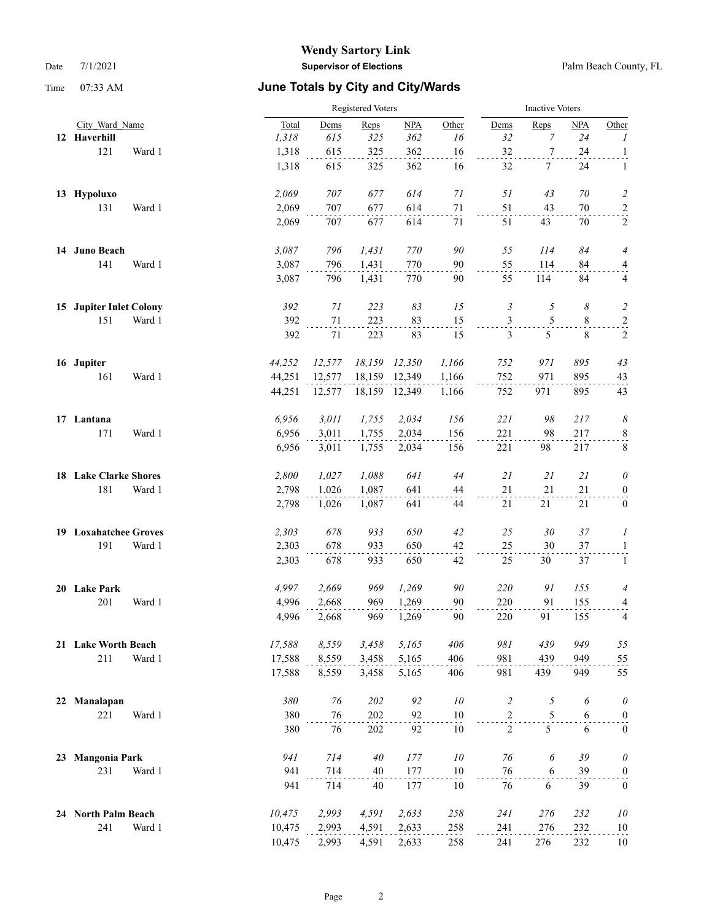**Wendy Sartory Link**

Date 7/1/2021 **Supervisor of Elections** Palm Beach County, FL

Time 07:33 AM

## June Totals by City and City/Wards

| City_Ward_Name | | | Registered Voters | | | | | Inactive Voters | | | |
|---|---|---|---|---|---|---|---|---|---|---|---|
| | | Total | Dems | Reps | NPA | Other | Dems | Reps | NPA | Other |
| **12 Haverhill** | | *1,318* | *615* | *325* | *362* | *16* | *32* | *7* | *24* | *1* |
| 121 | Ward 1 | 1,318 | 615 | 325 | 362 | 16 | 32 | 7 | 24 | 1 |
| | | 1,318 | 615 | 325 | 362 | 16 | 32 | 7 | 24 | 1 |
| **13 Hypoluxo** | | *2,069* | *707* | *677* | *614* | *71* | *51* | *43* | *70* | *2* |
| 131 | Ward 1 | 2,069 | 707 | 677 | 614 | 71 | 51 | 43 | 70 | 2 |
| | | 2,069 | 707 | 677 | 614 | 71 | 51 | 43 | 70 | 2 |
| **14 Juno Beach** | | *3,087* | *796* | *1,431* | *770* | *90* | *55* | *114* | *84* | *4* |
| 141 | Ward 1 | 3,087 | 796 | 1,431 | 770 | 90 | 55 | 114 | 84 | 4 |
| | | 3,087 | 796 | 1,431 | 770 | 90 | 55 | 114 | 84 | 4 |
| **15 Jupiter Inlet Colony** | | *392* | *71* | *223* | *83* | *15* | *3* | *5* | *8* | *2* |
| 151 | Ward 1 | 392 | 71 | 223 | 83 | 15 | 3 | 5 | 8 | 2 |
| | | 392 | 71 | 223 | 83 | 15 | 3 | 5 | 8 | 2 |
| **16 Jupiter** | | *44,252* | *12,577* | *18,159* | *12,350* | *1,166* | *752* | *971* | *895* | *43* |
| 161 | Ward 1 | 44,251 | 12,577 | 18,159 | 12,349 | 1,166 | 752 | 971 | 895 | 43 |
| | | 44,251 | 12,577 | 18,159 | 12,349 | 1,166 | 752 | 971 | 895 | 43 |
| **17 Lantana** | | *6,956* | *3,011* | *1,755* | *2,034* | *156* | *221* | *98* | *217* | *8* |
| 171 | Ward 1 | 6,956 | 3,011 | 1,755 | 2,034 | 156 | 221 | 98 | 217 | 8 |
| | | 6,956 | 3,011 | 1,755 | 2,034 | 156 | 221 | 98 | 217 | 8 |
| **18 Lake Clarke Shores** | | *2,800* | *1,027* | *1,088* | *641* | *44* | *21* | *21* | *21* | *0* |
| 181 | Ward 1 | 2,798 | 1,026 | 1,087 | 641 | 44 | 21 | 21 | 21 | 0 |
| | | 2,798 | 1,026 | 1,087 | 641 | 44 | 21 | 21 | 21 | 0 |
| **19 Loxahatchee Groves** | | *2,303* | *678* | *933* | *650* | *42* | *25* | *30* | *37* | *1* |
| 191 | Ward 1 | 2,303 | 678 | 933 | 650 | 42 | 25 | 30 | 37 | 1 |
| | | 2,303 | 678 | 933 | 650 | 42 | 25 | 30 | 37 | 1 |
| **20 Lake Park** | | *4,997* | *2,669* | *969* | *1,269* | *90* | *220* | *91* | *155* | *4* |
| 201 | Ward 1 | 4,996 | 2,668 | 969 | 1,269 | 90 | 220 | 91 | 155 | 4 |
| | | 4,996 | 2,668 | 969 | 1,269 | 90 | 220 | 91 | 155 | 4 |
| **21 Lake Worth Beach** | | *17,588* | *8,559* | *3,458* | *5,165* | *406* | *981* | *439* | *949* | *55* |
| 211 | Ward 1 | 17,588 | 8,559 | 3,458 | 5,165 | 406 | 981 | 439 | 949 | 55 |
| | | 17,588 | 8,559 | 3,458 | 5,165 | 406 | 981 | 439 | 949 | 55 |
| **22 Manalapan** | | *380* | *76* | *202* | *92* | *10* | *2* | *5* | *6* | *0* |
| 221 | Ward 1 | 380 | 76 | 202 | 92 | 10 | 2 | 5 | 6 | 0 |
| | | 380 | 76 | 202 | 92 | 10 | 2 | 5 | 6 | 0 |
| **23 Mangonia Park** | | *941* | *714* | *40* | *177* | *10* | *76* | *6* | *39* | *0* |
| 231 | Ward 1 | 941 | 714 | 40 | 177 | 10 | 76 | 6 | 39 | 0 |
| | | 941 | 714 | 40 | 177 | 10 | 76 | 6 | 39 | 0 |
| **24 North Palm Beach** | | *10,475* | *2,993* | *4,591* | *2,633* | *258* | *241* | *276* | *232* | *10* |
| 241 | Ward 1 | 10,475 | 2,993 | 4,591 | 2,633 | 258 | 241 | 276 | 232 | 10 |
| | | 10,475 | 2,993 | 4,591 | 2,633 | 258 | 241 | 276 | 232 | 10 |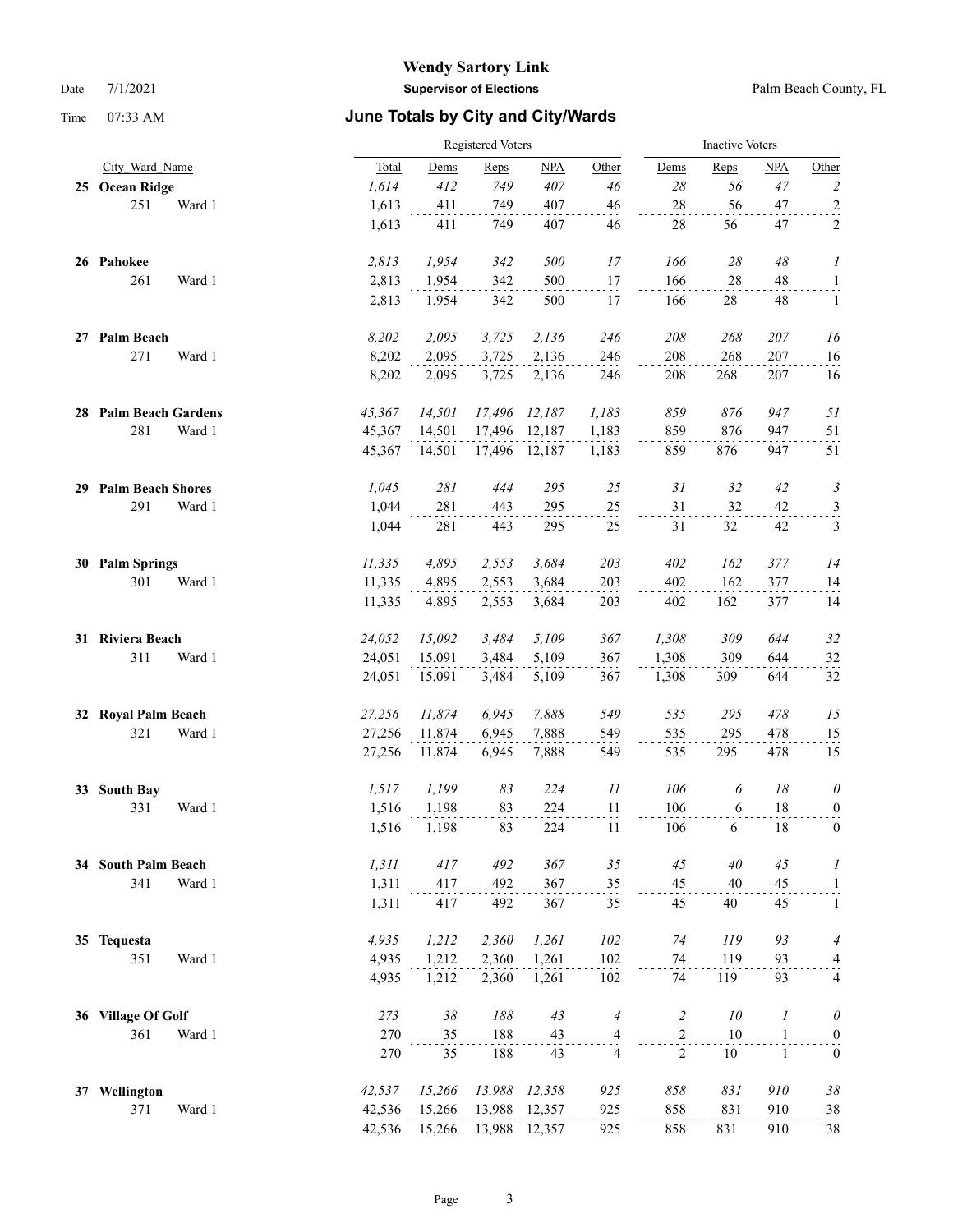**Wendy Sartory Link**

**Supervisor of Elections**

Date 7/1/2021 Palm Beach County, FL

Time 07:33 AM

## June Totals by City and City/Wards

| City_Ward_Name | | Registered Voters Total | Dems | Reps | NPA | Other | Inactive Voters Dems | Reps | NPA | Other |
|---|---|---|---|---|---|---|---|---|---|---|
| **25 Ocean Ridge** | | *1,614* | *412* | *749* | *407* | *46* | *28* | *56* | *47* | *2* |
| 251 | Ward 1 | 1,613 | 411 | 749 | 407 | 46 | 28 | 56 | 47 | 2 |
| | | 1,613 | 411 | 749 | 407 | 46 | 28 | 56 | 47 | 2 |
| **26 Pahokee** | | *2,813* | *1,954* | *342* | *500* | *17* | *166* | *28* | *48* | *1* |
| 261 | Ward 1 | 2,813 | 1,954 | 342 | 500 | 17 | 166 | 28 | 48 | 1 |
| | | 2,813 | 1,954 | 342 | 500 | 17 | 166 | 28 | 48 | 1 |
| **27 Palm Beach** | | *8,202* | *2,095* | *3,725* | *2,136* | *246* | *208* | *268* | *207* | *16* |
| 271 | Ward 1 | 8,202 | 2,095 | 3,725 | 2,136 | 246 | 208 | 268 | 207 | 16 |
| | | 8,202 | 2,095 | 3,725 | 2,136 | 246 | 208 | 268 | 207 | 16 |
| **28 Palm Beach Gardens** | | *45,367* | *14,501* | *17,496* | *12,187* | *1,183* | *859* | *876* | *947* | *51* |
| 281 | Ward 1 | 45,367 | 14,501 | 17,496 | 12,187 | 1,183 | 859 | 876 | 947 | 51 |
| | | 45,367 | 14,501 | 17,496 | 12,187 | 1,183 | 859 | 876 | 947 | 51 |
| **29 Palm Beach Shores** | | *1,045* | *281* | *444* | *295* | *25* | *31* | *32* | *42* | *3* |
| 291 | Ward 1 | 1,044 | 281 | 443 | 295 | 25 | 31 | 32 | 42 | 3 |
| | | 1,044 | 281 | 443 | 295 | 25 | 31 | 32 | 42 | 3 |
| **30 Palm Springs** | | *11,335* | *4,895* | *2,553* | *3,684* | *203* | *402* | *162* | *377* | *14* |
| 301 | Ward 1 | 11,335 | 4,895 | 2,553 | 3,684 | 203 | 402 | 162 | 377 | 14 |
| | | 11,335 | 4,895 | 2,553 | 3,684 | 203 | 402 | 162 | 377 | 14 |
| **31 Riviera Beach** | | *24,052* | *15,092* | *3,484* | *5,109* | *367* | *1,308* | *309* | *644* | *32* |
| 311 | Ward 1 | 24,051 | 15,091 | 3,484 | 5,109 | 367 | 1,308 | 309 | 644 | 32 |
| | | 24,051 | 15,091 | 3,484 | 5,109 | 367 | 1,308 | 309 | 644 | 32 |
| **32 Royal Palm Beach** | | *27,256* | *11,874* | *6,945* | *7,888* | *549* | *535* | *295* | *478* | *15* |
| 321 | Ward 1 | 27,256 | 11,874 | 6,945 | 7,888 | 549 | 535 | 295 | 478 | 15 |
| | | 27,256 | 11,874 | 6,945 | 7,888 | 549 | 535 | 295 | 478 | 15 |
| **33 South Bay** | | *1,517* | *1,199* | *83* | *224* | *11* | *106* | *6* | *18* | *0* |
| 331 | Ward 1 | 1,516 | 1,198 | 83 | 224 | 11 | 106 | 6 | 18 | 0 |
| | | 1,516 | 1,198 | 83 | 224 | 11 | 106 | 6 | 18 | 0 |
| **34 South Palm Beach** | | *1,311* | *417* | *492* | *367* | *35* | *45* | *40* | *45* | *1* |
| 341 | Ward 1 | 1,311 | 417 | 492 | 367 | 35 | 45 | 40 | 45 | 1 |
| | | 1,311 | 417 | 492 | 367 | 35 | 45 | 40 | 45 | 1 |
| **35 Tequesta** | | *4,935* | *1,212* | *2,360* | *1,261* | *102* | *74* | *119* | *93* | *4* |
| 351 | Ward 1 | 4,935 | 1,212 | 2,360 | 1,261 | 102 | 74 | 119 | 93 | 4 |
| | | 4,935 | 1,212 | 2,360 | 1,261 | 102 | 74 | 119 | 93 | 4 |
| **36 Village Of Golf** | | *273* | *38* | *188* | *43* | *4* | *2* | *10* | *1* | *0* |
| 361 | Ward 1 | 270 | 35 | 188 | 43 | 4 | 2 | 10 | 1 | 0 |
| | | 270 | 35 | 188 | 43 | 4 | 2 | 10 | 1 | 0 |
| **37 Wellington** | | *42,537* | *15,266* | *13,988* | *12,358* | *925* | *858* | *831* | *910* | *38* |
| 371 | Ward 1 | 42,536 | 15,266 | 13,988 | 12,357 | 925 | 858 | 831 | 910 | 38 |
| | | 42,536 | 15,266 | 13,988 | 12,357 | 925 | 858 | 831 | 910 | 38 |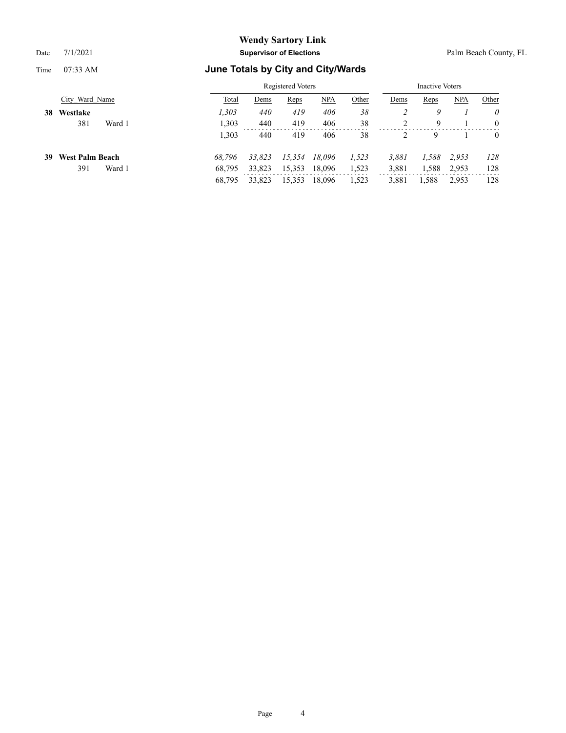**Wendy Sartory Link**

Date 7/1/2021 **Supervisor of Elections** Palm Beach County, FL

Time 07:33 AM

## June Totals by City and City/Wards

| | | | Registered Voters | | | | | Inactive Voters | | | |
|---|---|---|---|---|---|---|---|---|---|---|---|
| City_Ward_Name | | | Total | Dems | Reps | NPA | Other | Dems | Reps | NPA | Other |
| **38** | **Westlake** | | *1,303* | *440* | *419* | *406* | *38* | *2* | *9* | *1* | *0* |
| | 381 | Ward 1 | 1,303 | 440 | 419 | 406 | 38 | 2 | 9 | 1 | 0 |
| | | | 1,303 | 440 | 419 | 406 | 38 | 2 | 9 | 1 | 0 |
| **39** | **West Palm Beach** | | *68,796* | *33,823* | *15,354* | *18,096* | *1,523* | *3,881* | *1,588* | *2,953* | *128* |
| | 391 | Ward 1 | 68,795 | 33,823 | 15,353 | 18,096 | 1,523 | 3,881 | 1,588 | 2,953 | 128 |
| | | | 68,795 | 33,823 | 15,353 | 18,096 | 1,523 | 3,881 | 1,588 | 2,953 | 128 |